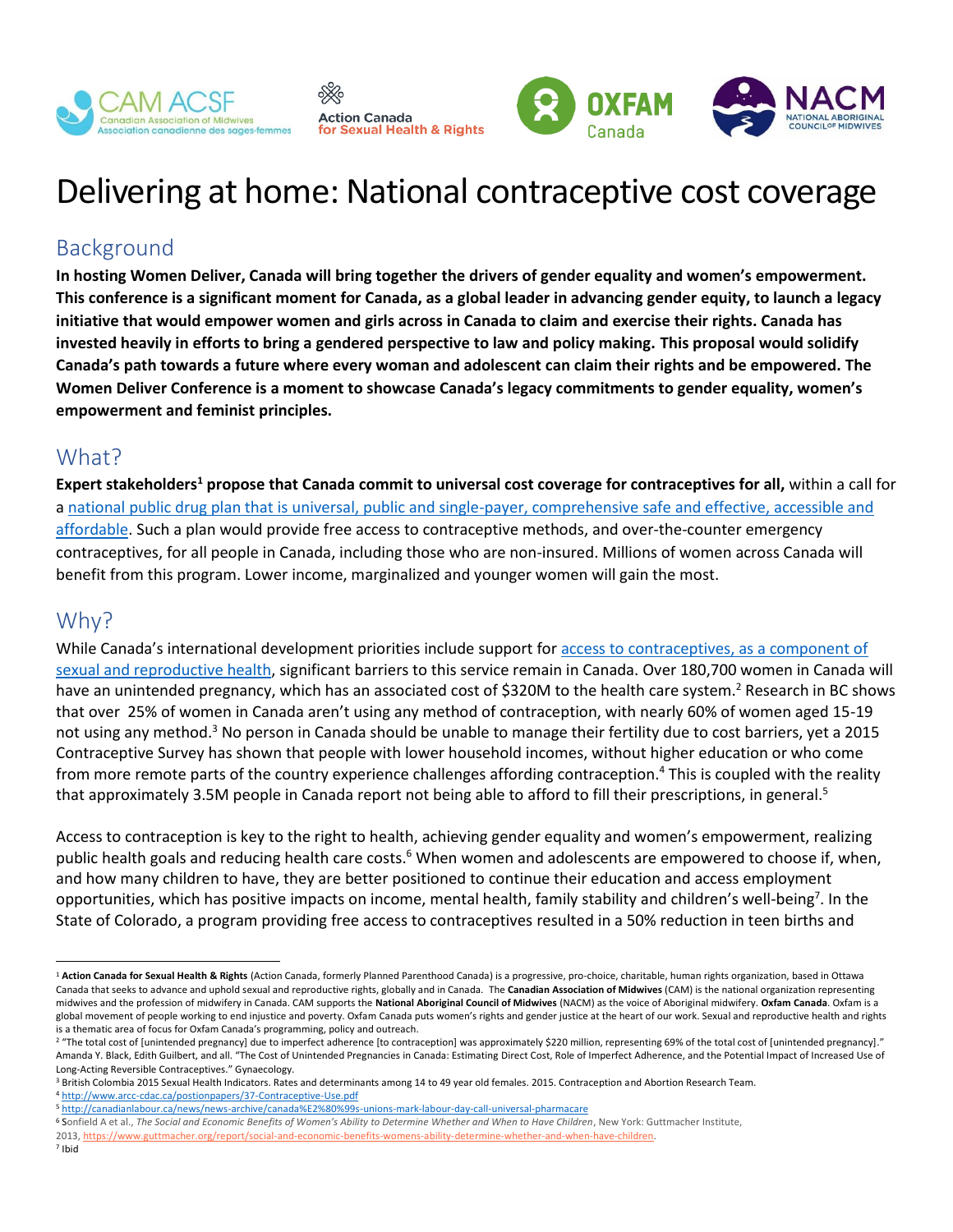# Delivering at home: National contraceptive cost coverage

## Background

**In hosting Women Deliver, Canada will bring together the drivers of gender equality and women's empowerment. This conference is a significant moment for Canada, as a global leader in advancing gender equity, to launch a legacy initiative that would empower women and girls across in Canada to claim and exercise their rights. Canada has invested heavily in efforts to bring a gendered perspective to law and policy making. This proposal would solidify Canada's path towards a future where every woman and adolescent can claim their rights and be empowered. The Women Deliver Conference is a moment to showcase Canada's legacy commitments to gender equality, women's empowerment and feminist principles.**

## What?

**Expert stakeholders[1] propose that Canada commit to universal cost coverage for contraceptives for all,** within a call for a national public drug plan that is universal, public and single-payer, comprehensive safe and effective, accessible and affordable. Such a plan would provide free access to contraceptive methods, and over-the-counter emergency contraceptives, for all people in Canada, including those who are non-insured. Millions of women across Canada will benefit from this program. Lower income, marginalized and younger women will gain the most.

## Why?

While Canada's international development priorities include support for access to contraceptives, as a component of sexual and reproductive health, significant barriers to this service remain in Canada. Over 180,700 women in Canada will have an unintended pregnancy, which has an associated cost of $320M to the health care system.[2] Research in BC shows that over 25% of women in Canada aren't using any method of contraception, with nearly 60% of women aged 15-19 not using any method.[3] No person in Canada should be unable to manage their fertility due to cost barriers, yet a 2015 Contraceptive Survey has shown that people with lower household incomes, without higher education or who come from more remote parts of the country experience challenges affording contraception.[4] This is coupled with the reality that approximately 3.5M people in Canada report not being able to afford to fill their prescriptions, in general.[5]

Access to contraception is key to the right to health, achieving gender equality and women's empowerment, realizing public health goals and reducing health care costs.[6] When women and adolescents are empowered to choose if, when, and how many children to have, they are better positioned to continue their education and access employment opportunities, which has positive impacts on income, mental health, family stability and children's well-being[7]. In the State of Colorado, a program providing free access to contraceptives resulted in a 50% reduction in teen births and

---

[1] **Action Canada for Sexual Health & Rights** (Action Canada, formerly Planned Parenthood Canada) is a progressive, pro-choice, charitable, human rights organization, based in Ottawa Canada that seeks to advance and uphold sexual and reproductive rights, globally and in Canada. The **Canadian Association of Midwives** (CAM) is the national organization representing midwives and the profession of midwifery in Canada. CAM supports the **National Aboriginal Council of Midwives** (NACM) as the voice of Aboriginal midwifery. **Oxfam Canada**. Oxfam is a global movement of people working to end injustice and poverty. Oxfam Canada puts women's rights and gender justice at the heart of our work. Sexual and reproductive health and rights is a thematic area of focus for Oxfam Canada's programming, policy and outreach.

[2] "The total cost of [unintended pregnancy] due to imperfect adherence [to contraception] was approximately $220 million, representing 69% of the total cost of [unintended pregnancy]." Amanda Y. Black, Edith Guilbert, and all. "The Cost of Unintended Pregnancies in Canada: Estimating Direct Cost, Role of Imperfect Adherence, and the Potential Impact of Increased Use of Long-Acting Reversible Contraceptives." Gynaecology.

[3] British Colombia 2015 Sexual Health Indicators. Rates and determinants among 14 to 49 year old females. 2015. Contraception and Abortion Research Team.

[4] http://www.arcc-cdac.ca/postionpapers/37-Contraceptive-Use.pdf

[5] http://canadianlabour.ca/news/news-archive/canada%E2%80%99s-unions-mark-labour-day-call-universal-pharmacare

[6] Sonfield A et al., *The Social and Economic Benefits of Women's Ability to Determine Whether and When to Have Children*, New York: Guttmacher Institute, 2013, https://www.guttmacher.org/report/social-and-economic-benefits-womens-ability-determine-whether-and-when-have-children.

[7] Ibid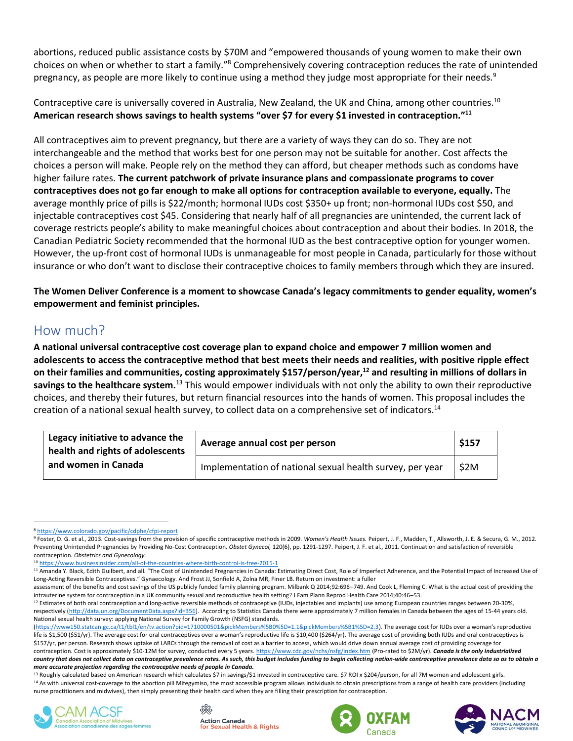abortions, reduced public assistance costs by $70M and "empowered thousands of young women to make their own choices on when or whether to start a family."[8] Comprehensively covering contraception reduces the rate of unintended pregnancy, as people are more likely to continue using a method they judge most appropriate for their needs.[9]

Contraceptive care is universally covered in Australia, New Zealand, the UK and China, among other countries.[10] **American research shows savings to health systems "over $7 for every $1 invested in contraception."[11]**

All contraceptives aim to prevent pregnancy, but there are a variety of ways they can do so. They are not interchangeable and the method that works best for one person may not be suitable for another. Cost affects the choices a person will make. People rely on the method they can afford, but cheaper methods such as condoms have higher failure rates. **The current patchwork of private insurance plans and compassionate programs to cover contraceptives does not go far enough to make all options for contraception available to everyone, equally.** The average monthly price of pills is $22/month; hormonal IUDs cost $350+ up front; non-hormonal IUDs cost $50, and injectable contraceptives cost $45. Considering that nearly half of all pregnancies are unintended, the current lack of coverage restricts people's ability to make meaningful choices about contraception and about their bodies. In 2018, the Canadian Pediatric Society recommended that the hormonal IUD as the best contraceptive option for younger women. However, the up-front cost of hormonal IUDs is unmanageable for most people in Canada, particularly for those without insurance or who don't want to disclose their contraceptive choices to family members through which they are insured.

**The Women Deliver Conference is a moment to showcase Canada's legacy commitments to gender equality, women's empowerment and feminist principles.**

## How much?

**A national universal contraceptive cost coverage plan to expand choice and empower 7 million women and adolescents to access the contraceptive method that best meets their needs and realities, with positive ripple effect on their families and communities, costing approximately $157/person/year,[12] and resulting in millions of dollars in savings to the healthcare system.**[13] This would empower individuals with not only the ability to own their reproductive choices, and thereby their futures, but return financial resources into the hands of women. This proposal includes the creation of a national sexual health survey, to collect data on a comprehensive set of indicators.[14]

| | | |
|---|---|---|
| **Legacy initiative to advance the health and rights of adolescents and women in Canada** | **Average annual cost per person** | **$157** |
| | Implementation of national sexual health survey, per year | $2M |

---

[8] https://www.colorado.gov/pacific/cdphe/cfpi-report

[9] Foster, D. G. et al., 2013. Cost-savings from the provision of specific contraceptive methods in 2009. *Women's Health Issues.* Peipert, J. F., Madden, T., Allsworth, J. E. & Secura, G. M., 2012. Preventing Unintended Pregnancies by Providing No-Cost Contraception. *Obstet Gynecol,* 120(6), pp. 1291-1297. Peipert, J. F. et al., 2011. Continuation and satisfaction of reversible contraception. *Obstetrics and Gynecology.*

[10] https://www.businessinsider.com/all-of-the-countries-where-birth-control-is-free-2015-1

[11] Amanda Y. Black, Edith Guilbert, and all. "The Cost of Unintended Pregnancies in Canada: Estimating Direct Cost, Role of Imperfect Adherence, and the Potential Impact of Increased Use of Long-Acting Reversible Contraceptives." Gynaecology. And Frost JJ, Sonfield A, Zolna MR, Finer LB. Return on investment: a fuller assessment of the benefits and cost savings of the US publicly funded family planning program. Milbank Q 2014;92:696–749. And Cook L, Fleming C. What is the actual cost of providing the intrauterine system for contraception in a UK community sexual and reproductive health setting? J Fam Plann Reprod Health Care 2014;40:46–53.

[12] Estimates of both oral contraception and long-active reversible methods of contraceptive (IUDs, injectables and implants) use among European countries ranges between 20-30%, respectively (http://data.un.org/DocumentData.aspx?id=356). According to Statistics Canada there were approximately 7 million females in Canada between the ages of 15-44 years old. National sexual health survey: applying National Survey for Family Growth (NSFG) standards. (https://www150.statcan.gc.ca/t1/tbl1/en/tv.action?pid=1710000501&pickMembers%5B0%5D=1.1&pickMembers%5B1%5D=2.3). The average cost for IUDs over a woman's reproductive life is $1,500 ($51/yr). The average cost for oral contraceptives over a woman's reproductive life is $10,400 ($264/yr). The average cost of providing both IUDs and oral contraceptives is $157/yr, per person. Research shows uptake of LARCs through the removal of cost as a barrier to access, which would drive down annual average cost of providing coverage for contraception. Cost is approximately $10-12M for survey, conducted every 5 years. https://www.cdc.gov/nchs/nsfg/index.htm (Pro-rated to $2M/yr). ***Canada is the only industrialized country that does not collect data on contraceptive prevalence rates. As such, this budget includes funding to begin collecting nation-wide contraceptive prevalence data so as to obtain a more accurate projection regarding the contraceptive needs of people in Canada.***

[13] Roughly calculated based on American research which calculates $7 in savings/$1 invested in contraceptive care. $7 ROI x $204/person, for all 7M women and adolescent girls.

[14] As with universal cost-coverage to the abortion pill Mifegymiso, the most accessible program allows individuals to obtain prescriptions from a range of health care providers (including nurse practitioners and midwives), then simply presenting their health card when they are filling their prescription for contraception.

CAM ACSF Canadian Association of Midwives Association canadienne des sages-femmes

Action Canada for Sexual Health & Rights

OXFAM Canada

NACM National Aboriginal Council of Midwives